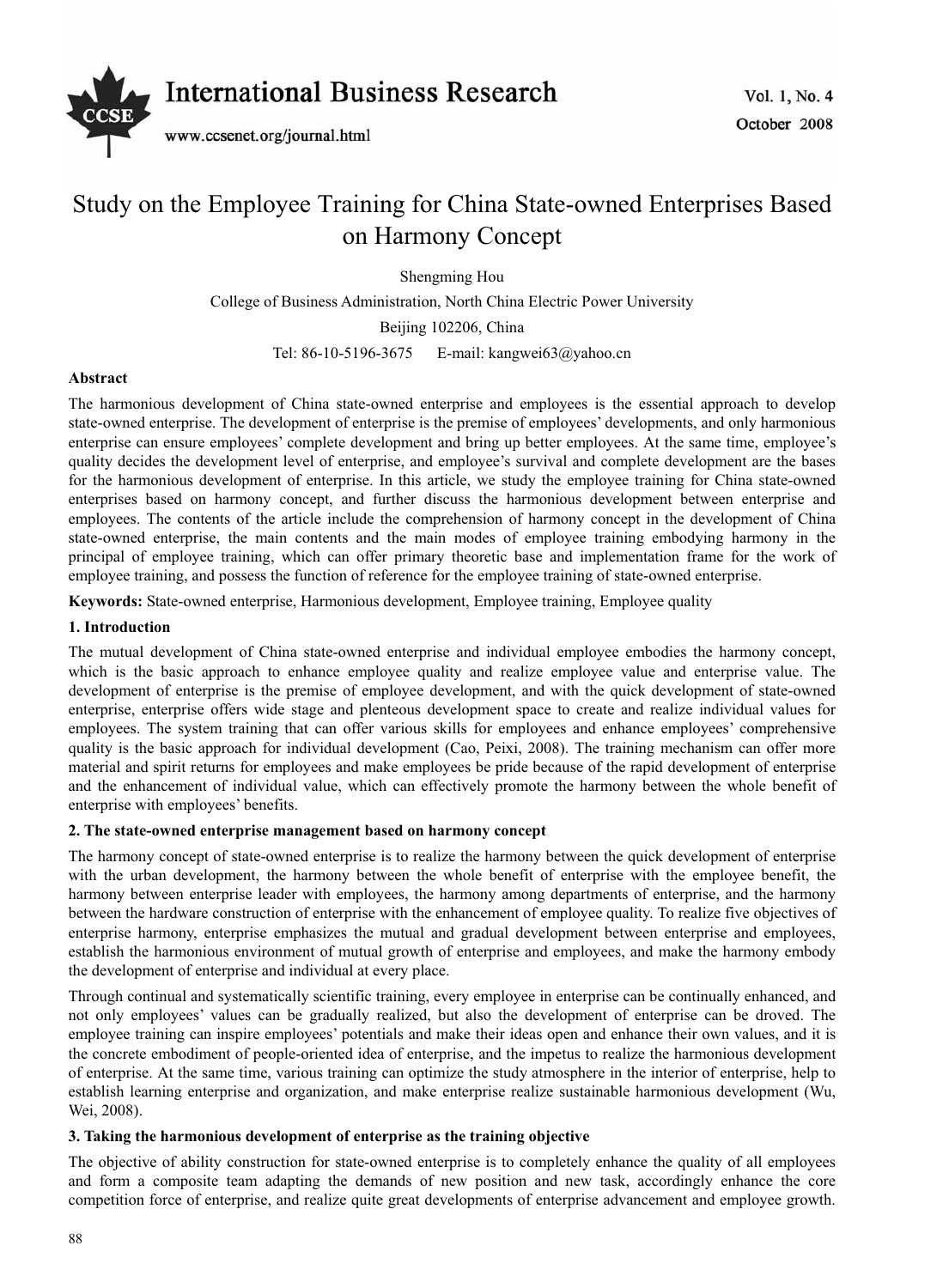# Study on the Employee Training for China State-owned Enterprises Based on Harmony Concept

Shengming Hou

College of Business Administration, North China Electric Power University

Beijing 102206, China

Tel: 86-10-5196-3675 E-mail: kangwei63@yahoo.cn

**Abstract**

The harmonious development of China state-owned enterprise and employees is the essential approach to develop state-owned enterprise. The development of enterprise is the premise of employees' developments, and only harmonious enterprise can ensure employees' complete development and bring up better employees. At the same time, employee's quality decides the development level of enterprise, and employee's survival and complete development are the bases for the harmonious development of enterprise. In this article, we study the employee training for China state-owned enterprises based on harmony concept, and further discuss the harmonious development between enterprise and employees. The contents of the article include the comprehension of harmony concept in the development of China state-owned enterprise, the main contents and the main modes of employee training embodying harmony in the principal of employee training, which can offer primary theoretic base and implementation frame for the work of employee training, and possess the function of reference for the employee training of state-owned enterprise.

**Keywords:** State-owned enterprise, Harmonious development, Employee training, Employee quality

## 1. Introduction

The mutual development of China state-owned enterprise and individual employee embodies the harmony concept, which is the basic approach to enhance employee quality and realize employee value and enterprise value. The development of enterprise is the premise of employee development, and with the quick development of state-owned enterprise, enterprise offers wide stage and plenteous development space to create and realize individual values for employees. The system training that can offer various skills for employees and enhance employees' comprehensive quality is the basic approach for individual development (Cao, Peixi, 2008). The training mechanism can offer more material and spirit returns for employees and make employees be pride because of the rapid development of enterprise and the enhancement of individual value, which can effectively promote the harmony between the whole benefit of enterprise with employees' benefits.

## 2. The state-owned enterprise management based on harmony concept

The harmony concept of state-owned enterprise is to realize the harmony between the quick development of enterprise with the urban development, the harmony between the whole benefit of enterprise with the employee benefit, the harmony between enterprise leader with employees, the harmony among departments of enterprise, and the harmony between the hardware construction of enterprise with the enhancement of employee quality. To realize five objectives of enterprise harmony, enterprise emphasizes the mutual and gradual development between enterprise and employees, establish the harmonious environment of mutual growth of enterprise and employees, and make the harmony embody the development of enterprise and individual at every place.

Through continual and systematically scientific training, every employee in enterprise can be continually enhanced, and not only employees' values can be gradually realized, but also the development of enterprise can be droved. The employee training can inspire employees' potentials and make their ideas open and enhance their own values, and it is the concrete embodiment of people-oriented idea of enterprise, and the impetus to realize the harmonious development of enterprise. At the same time, various training can optimize the study atmosphere in the interior of enterprise, help to establish learning enterprise and organization, and make enterprise realize sustainable harmonious development (Wu, Wei, 2008).

## 3. Taking the harmonious development of enterprise as the training objective

The objective of ability construction for state-owned enterprise is to completely enhance the quality of all employees and form a composite team adapting the demands of new position and new task, accordingly enhance the core competition force of enterprise, and realize quite great developments of enterprise advancement and employee growth.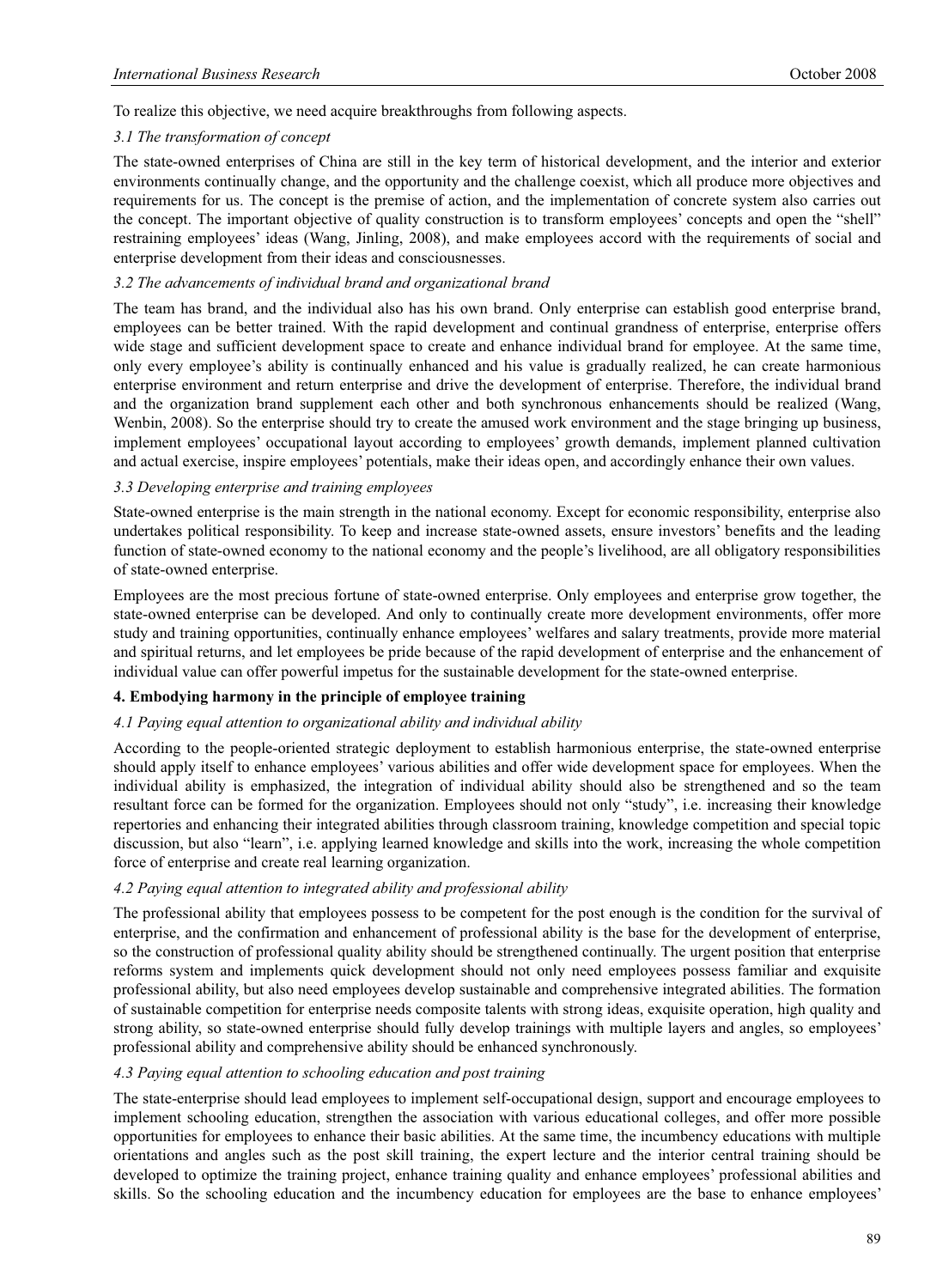To realize this objective, we need acquire breakthroughs from following aspects.

### *3.1 The transformation of concept*

The state-owned enterprises of China are still in the key term of historical development, and the interior and exterior environments continually change, and the opportunity and the challenge coexist, which all produce more objectives and requirements for us. The concept is the premise of action, and the implementation of concrete system also carries out the concept. The important objective of quality construction is to transform employees' concepts and open the "shell" restraining employees' ideas (Wang, Jinling, 2008), and make employees accord with the requirements of social and enterprise development from their ideas and consciousnesses.

### *3.2 The advancements of individual brand and organizational brand*

The team has brand, and the individual also has his own brand. Only enterprise can establish good enterprise brand, employees can be better trained. With the rapid development and continual grandness of enterprise, enterprise offers wide stage and sufficient development space to create and enhance individual brand for employee. At the same time, only every employee's ability is continually enhanced and his value is gradually realized, he can create harmonious enterprise environment and return enterprise and drive the development of enterprise. Therefore, the individual brand and the organization brand supplement each other and both synchronous enhancements should be realized (Wang, Wenbin, 2008). So the enterprise should try to create the amused work environment and the stage bringing up business, implement employees' occupational layout according to employees' growth demands, implement planned cultivation and actual exercise, inspire employees' potentials, make their ideas open, and accordingly enhance their own values.

### *3.3 Developing enterprise and training employees*

State-owned enterprise is the main strength in the national economy. Except for economic responsibility, enterprise also undertakes political responsibility. To keep and increase state-owned assets, ensure investors' benefits and the leading function of state-owned economy to the national economy and the people's livelihood, are all obligatory responsibilities of state-owned enterprise.

Employees are the most precious fortune of state-owned enterprise. Only employees and enterprise grow together, the state-owned enterprise can be developed. And only to continually create more development environments, offer more study and training opportunities, continually enhance employees' welfares and salary treatments, provide more material and spiritual returns, and let employees be pride because of the rapid development of enterprise and the enhancement of individual value can offer powerful impetus for the sustainable development for the state-owned enterprise.

## **4. Embodying harmony in the principle of employee training**

### *4.1 Paying equal attention to organizational ability and individual ability*

According to the people-oriented strategic deployment to establish harmonious enterprise, the state-owned enterprise should apply itself to enhance employees' various abilities and offer wide development space for employees. When the individual ability is emphasized, the integration of individual ability should also be strengthened and so the team resultant force can be formed for the organization. Employees should not only "study", i.e. increasing their knowledge repertories and enhancing their integrated abilities through classroom training, knowledge competition and special topic discussion, but also "learn", i.e. applying learned knowledge and skills into the work, increasing the whole competition force of enterprise and create real learning organization.

### *4.2 Paying equal attention to integrated ability and professional ability*

The professional ability that employees possess to be competent for the post enough is the condition for the survival of enterprise, and the confirmation and enhancement of professional ability is the base for the development of enterprise, so the construction of professional quality ability should be strengthened continually. The urgent position that enterprise reforms system and implements quick development should not only need employees possess familiar and exquisite professional ability, but also need employees develop sustainable and comprehensive integrated abilities. The formation of sustainable competition for enterprise needs composite talents with strong ideas, exquisite operation, high quality and strong ability, so state-owned enterprise should fully develop trainings with multiple layers and angles, so employees' professional ability and comprehensive ability should be enhanced synchronously.

### *4.3 Paying equal attention to schooling education and post training*

The state-enterprise should lead employees to implement self-occupational design, support and encourage employees to implement schooling education, strengthen the association with various educational colleges, and offer more possible opportunities for employees to enhance their basic abilities. At the same time, the incumbency educations with multiple orientations and angles such as the post skill training, the expert lecture and the interior central training should be developed to optimize the training project, enhance training quality and enhance employees' professional abilities and skills. So the schooling education and the incumbency education for employees are the base to enhance employees'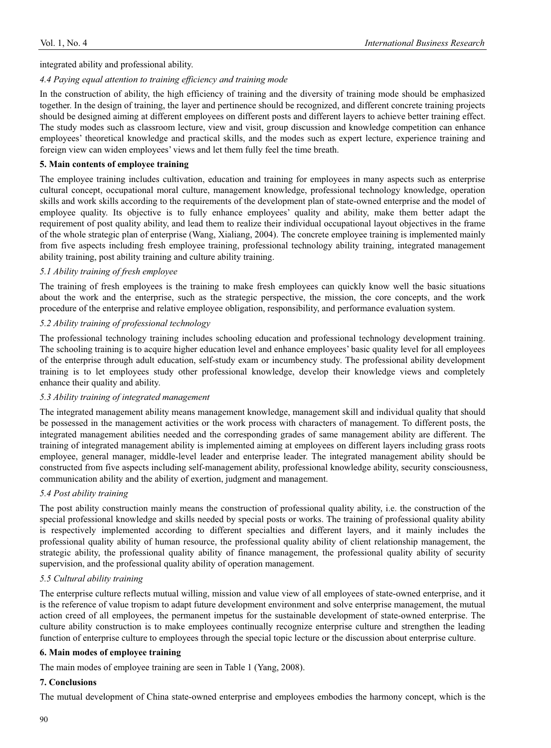integrated ability and professional ability.

### *4.4 Paying equal attention to training efficiency and training mode*

In the construction of ability, the high efficiency of training and the diversity of training mode should be emphasized together. In the design of training, the layer and pertinence should be recognized, and different concrete training projects should be designed aiming at different employees on different posts and different layers to achieve better training effect. The study modes such as classroom lecture, view and visit, group discussion and knowledge competition can enhance employees' theoretical knowledge and practical skills, and the modes such as expert lecture, experience training and foreign view can widen employees' views and let them fully feel the time breath.

## **5. Main contents of employee training**

The employee training includes cultivation, education and training for employees in many aspects such as enterprise cultural concept, occupational moral culture, management knowledge, professional technology knowledge, operation skills and work skills according to the requirements of the development plan of state-owned enterprise and the model of employee quality. Its objective is to fully enhance employees' quality and ability, make them better adapt the requirement of post quality ability, and lead them to realize their individual occupational layout objectives in the frame of the whole strategic plan of enterprise (Wang, Xialiang, 2004). The concrete employee training is implemented mainly from five aspects including fresh employee training, professional technology ability training, integrated management ability training, post ability training and culture ability training.

### *5.1 Ability training of fresh employee*

The training of fresh employees is the training to make fresh employees can quickly know well the basic situations about the work and the enterprise, such as the strategic perspective, the mission, the core concepts, and the work procedure of the enterprise and relative employee obligation, responsibility, and performance evaluation system.

### *5.2 Ability training of professional technology*

The professional technology training includes schooling education and professional technology development training. The schooling training is to acquire higher education level and enhance employees' basic quality level for all employees of the enterprise through adult education, self-study exam or incumbency study. The professional ability development training is to let employees study other professional knowledge, develop their knowledge views and completely enhance their quality and ability.

### *5.3 Ability training of integrated management*

The integrated management ability means management knowledge, management skill and individual quality that should be possessed in the management activities or the work process with characters of management. To different posts, the integrated management abilities needed and the corresponding grades of same management ability are different. The training of integrated management ability is implemented aiming at employees on different layers including grass roots employee, general manager, middle-level leader and enterprise leader. The integrated management ability should be constructed from five aspects including self-management ability, professional knowledge ability, security consciousness, communication ability and the ability of exertion, judgment and management.

### *5.4 Post ability training*

The post ability construction mainly means the construction of professional quality ability, i.e. the construction of the special professional knowledge and skills needed by special posts or works. The training of professional quality ability is respectively implemented according to different specialties and different layers, and it mainly includes the professional quality ability of human resource, the professional quality ability of client relationship management, the strategic ability, the professional quality ability of finance management, the professional quality ability of security supervision, and the professional quality ability of operation management.

### *5.5 Cultural ability training*

The enterprise culture reflects mutual willing, mission and value view of all employees of state-owned enterprise, and it is the reference of value tropism to adapt future development environment and solve enterprise management, the mutual action creed of all employees, the permanent impetus for the sustainable development of state-owned enterprise. The culture ability construction is to make employees continually recognize enterprise culture and strengthen the leading function of enterprise culture to employees through the special topic lecture or the discussion about enterprise culture.

## **6. Main modes of employee training**

The main modes of employee training are seen in Table 1 (Yang, 2008).

## **7. Conclusions**

The mutual development of China state-owned enterprise and employees embodies the harmony concept, which is the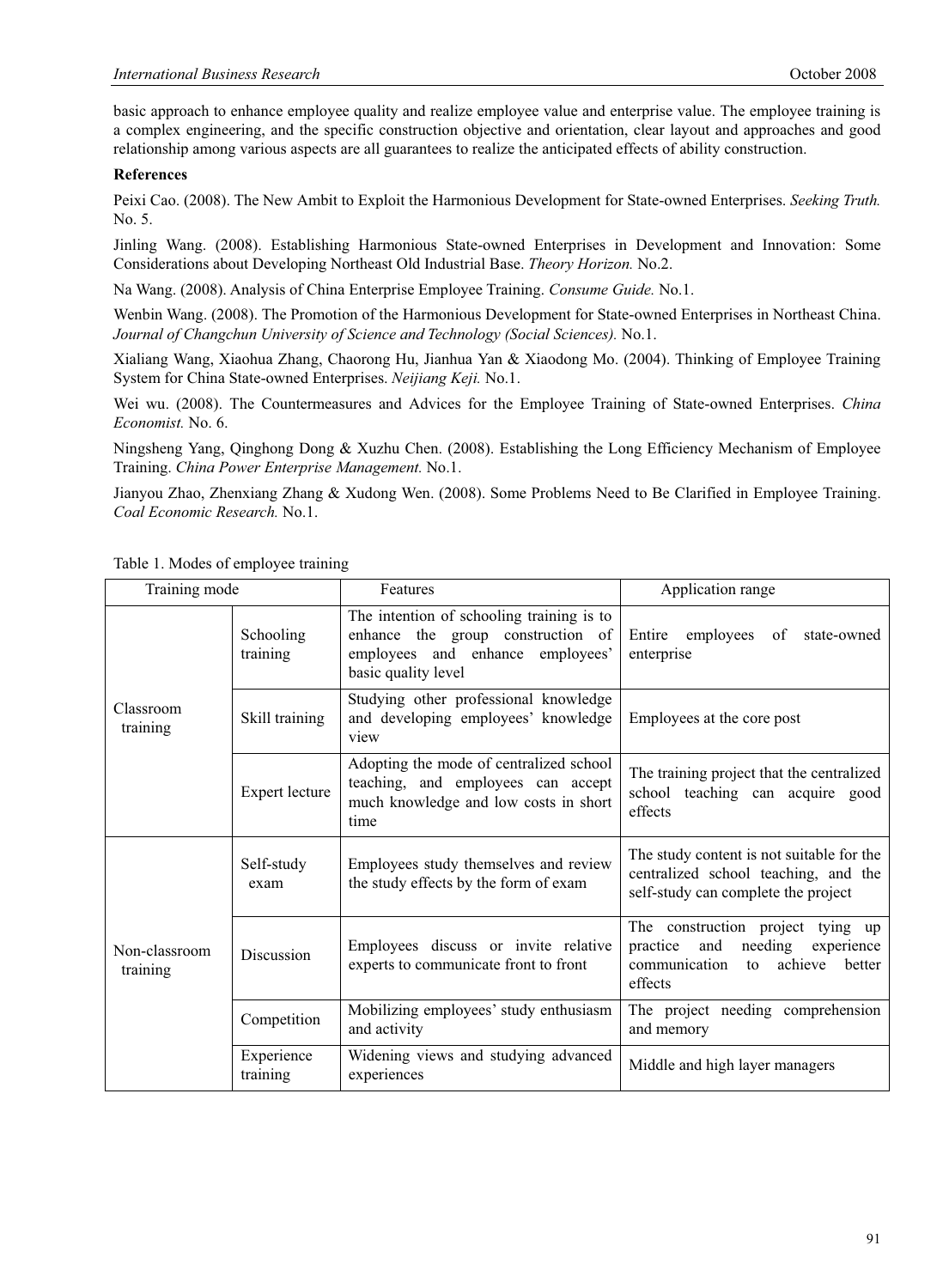basic approach to enhance employee quality and realize employee value and enterprise value. The employee training is a complex engineering, and the specific construction objective and orientation, clear layout and approaches and good relationship among various aspects are all guarantees to realize the anticipated effects of ability construction.

**References**

Peixi Cao. (2008). The New Ambit to Exploit the Harmonious Development for State-owned Enterprises. *Seeking Truth.* No. 5.

Jinling Wang. (2008). Establishing Harmonious State-owned Enterprises in Development and Innovation: Some Considerations about Developing Northeast Old Industrial Base. *Theory Horizon.* No.2.

Na Wang. (2008). Analysis of China Enterprise Employee Training. *Consume Guide.* No.1.

Wenbin Wang. (2008). The Promotion of the Harmonious Development for State-owned Enterprises in Northeast China. *Journal of Changchun University of Science and Technology (Social Sciences).* No.1.

Xialiang Wang, Xiaohua Zhang, Chaorong Hu, Jianhua Yan & Xiaodong Mo. (2004). Thinking of Employee Training System for China State-owned Enterprises. *Neijiang Keji.* No.1.

Wei wu. (2008). The Countermeasures and Advices for the Employee Training of State-owned Enterprises. *China Economist.* No. 6.

Ningsheng Yang, Qinghong Dong & Xuzhu Chen. (2008). Establishing the Long Efficiency Mechanism of Employee Training. *China Power Enterprise Management.* No.1.

Jianyou Zhao, Zhenxiang Zhang & Xudong Wen. (2008). Some Problems Need to Be Clarified in Employee Training. *Coal Economic Research.* No.1.

Table 1. Modes of employee training

| Training mode | | Features | Application range |
|---|---|---|---|
| Classroom training | Schooling training | The intention of schooling training is to enhance the group construction of employees and enhance employees' basic quality level | Entire employees of state-owned enterprise |
| | Skill training | Studying other professional knowledge and developing employees' knowledge view | Employees at the core post |
| | Expert lecture | Adopting the mode of centralized school teaching, and employees can accept much knowledge and low costs in short time | The training project that the centralized school teaching can acquire good effects |
| Non-classroom training | Self-study exam | Employees study themselves and review the study effects by the form of exam | The study content is not suitable for the centralized school teaching, and the self-study can complete the project |
| | Discussion | Employees discuss or invite relative experts to communicate front to front | The construction project tying up practice and needing experience communication to achieve better effects |
| | Competition | Mobilizing employees' study enthusiasm and activity | The project needing comprehension and memory |
| | Experience training | Widening views and studying advanced experiences | Middle and high layer managers |